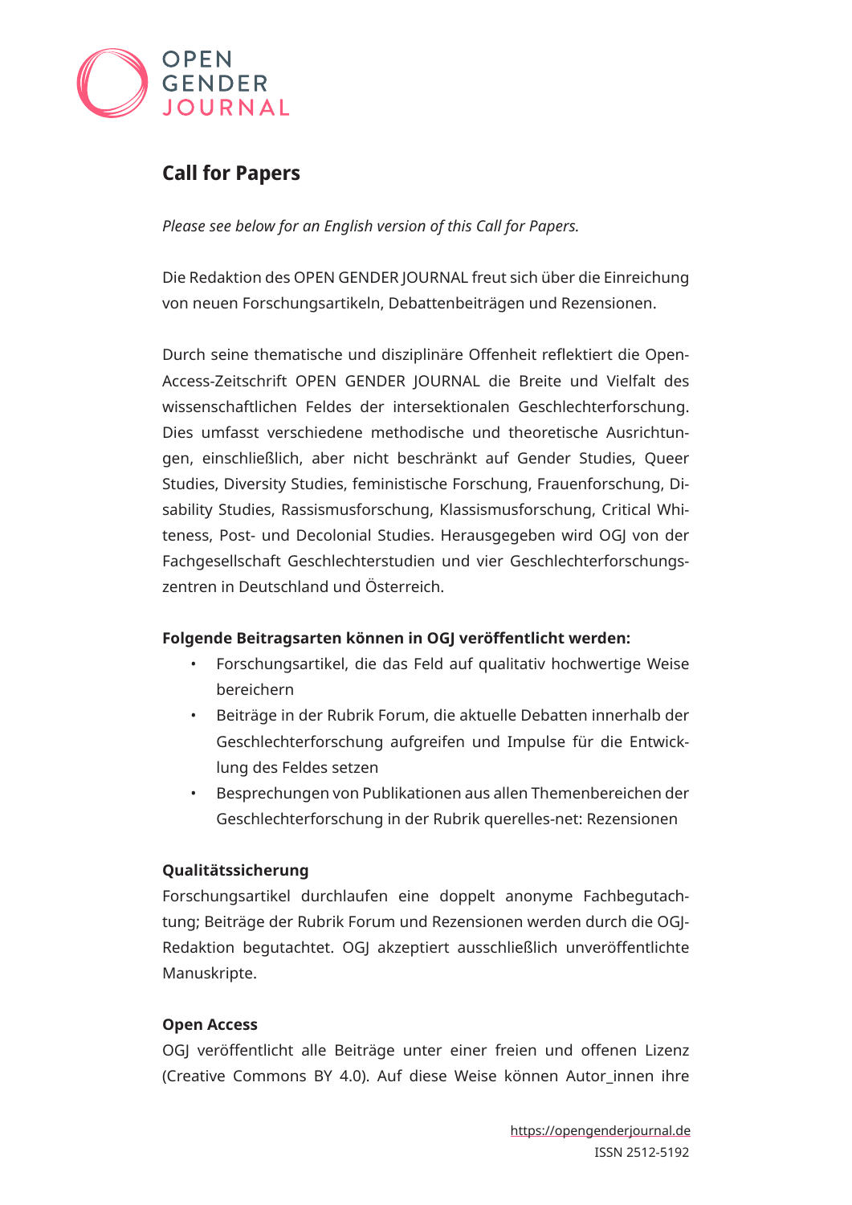OPEN GENDER JOURNAL

# Call for Papers

*Please see below for an English version of this Call for Papers.*

Die Redaktion des OPEN GENDER JOURNAL freut sich über die Einreichung von neuen Forschungsartikeln, Debattenbeiträgen und Rezensionen.

Durch seine thematische und disziplinäre Offenheit reflektiert die Open-Access-Zeitschrift OPEN GENDER JOURNAL die Breite und Vielfalt des wissenschaftlichen Feldes der intersektionalen Geschlechterforschung. Dies umfasst verschiedene methodische und theoretische Ausrichtungen, einschließlich, aber nicht beschränkt auf Gender Studies, Queer Studies, Diversity Studies, feministische Forschung, Frauenforschung, Disability Studies, Rassismusforschung, Klassismusforschung, Critical Whiteness, Post- und Decolonial Studies. Herausgegeben wird OGJ von der Fachgesellschaft Geschlechterstudien und vier Geschlechterforschungszentren in Deutschland und Österreich.

**Folgende Beitragsarten können in OGJ veröffentlicht werden:**

- Forschungsartikel, die das Feld auf qualitativ hochwertige Weise bereichern
- Beiträge in der Rubrik Forum, die aktuelle Debatten innerhalb der Geschlechterforschung aufgreifen und Impulse für die Entwicklung des Feldes setzen
- Besprechungen von Publikationen aus allen Themenbereichen der Geschlechterforschung in der Rubrik querelles-net: Rezensionen

**Qualitätssicherung**

Forschungsartikel durchlaufen eine doppelt anonyme Fachbegutachtung; Beiträge der Rubrik Forum und Rezensionen werden durch die OGJ-Redaktion begutachtet. OGJ akzeptiert ausschließlich unveröffentlichte Manuskripte.

**Open Access**

OGJ veröffentlicht alle Beiträge unter einer freien und offenen Lizenz (Creative Commons BY 4.0). Auf diese Weise können Autor_innen ihre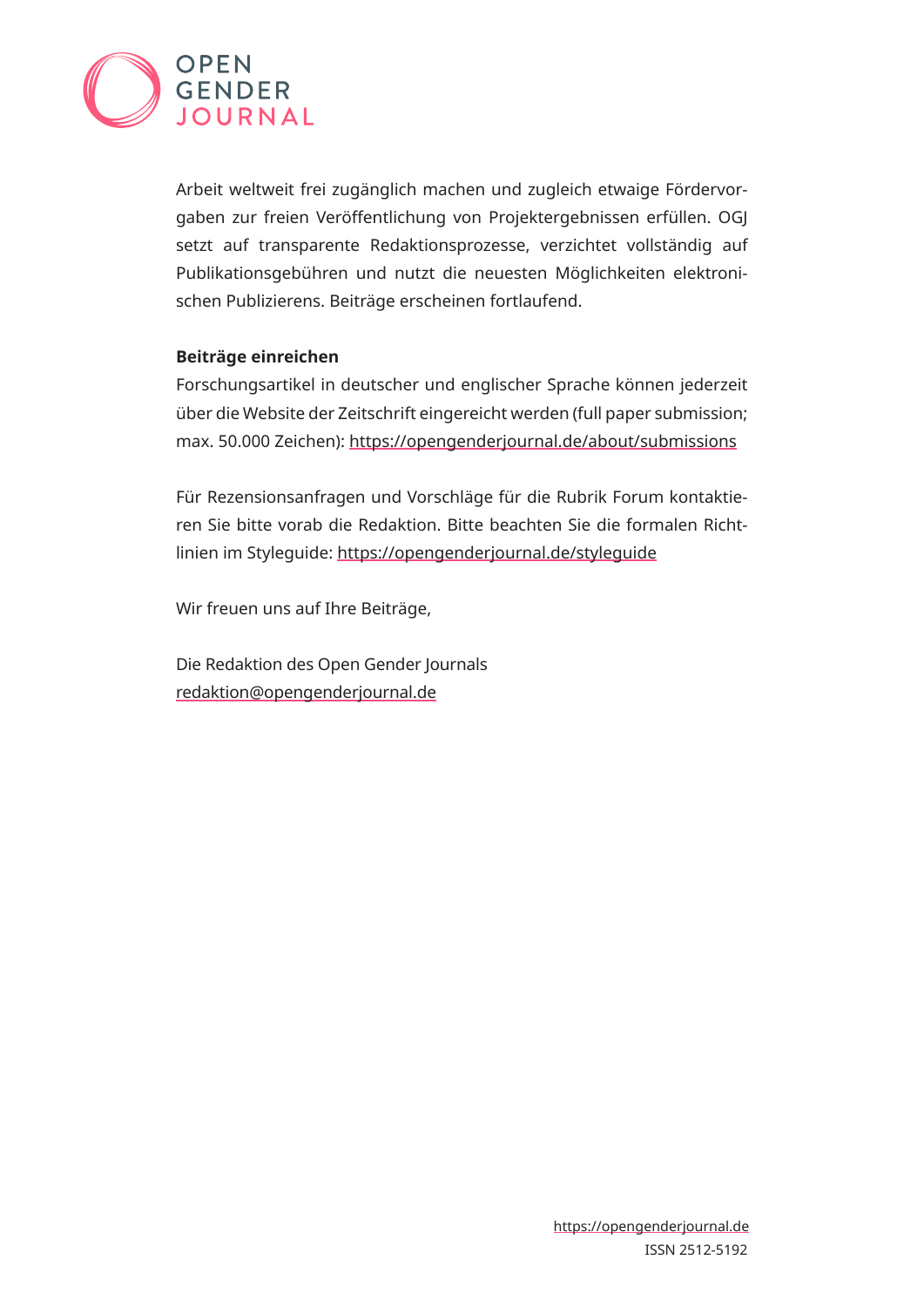Arbeit weltweit frei zugänglich machen und zugleich etwaige Fördervorgaben zur freien Veröffentlichung von Projektergebnissen erfüllen. OGJ setzt auf transparente Redaktionsprozesse, verzichtet vollständig auf Publikationsgebühren und nutzt die neuesten Möglichkeiten elektronischen Publizierens. Beiträge erscheinen fortlaufend.

**Beiträge einreichen**

Forschungsartikel in deutscher und englischer Sprache können jederzeit über die Website der Zeitschrift eingereicht werden (full paper submission; max. 50.000 Zeichen): https://opengenderjournal.de/about/submissions

Für Rezensionsanfragen und Vorschläge für die Rubrik Forum kontaktieren Sie bitte vorab die Redaktion. Bitte beachten Sie die formalen Richtlinien im Styleguide: https://opengenderjournal.de/styleguide

Wir freuen uns auf Ihre Beiträge,

Die Redaktion des Open Gender Journals
redaktion@opengenderjournal.de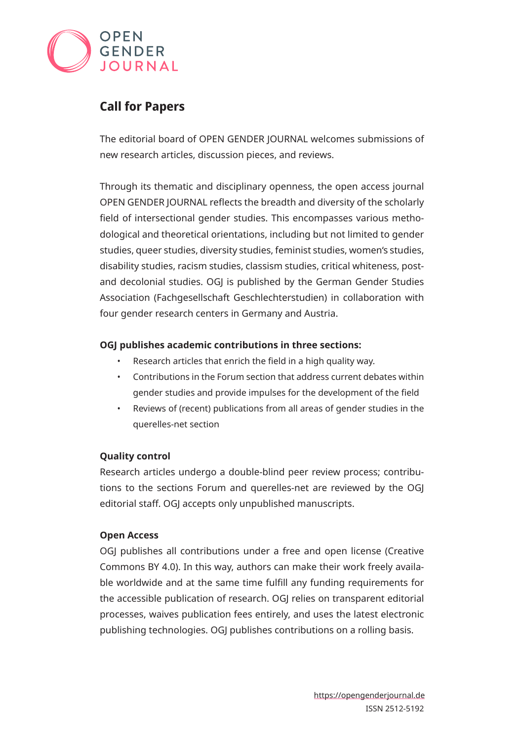OPEN GENDER JOURNAL

## Call for Papers

The editorial board of OPEN GENDER JOURNAL welcomes submissions of new research articles, discussion pieces, and reviews.

Through its thematic and disciplinary openness, the open access journal OPEN GENDER JOURNAL reflects the breadth and diversity of the scholarly field of intersectional gender studies. This encompasses various methodological and theoretical orientations, including but not limited to gender studies, queer studies, diversity studies, feminist studies, women's studies, disability studies, racism studies, classism studies, critical whiteness, post- and decolonial studies. OGJ is published by the German Gender Studies Association (Fachgesellschaft Geschlechterstudien) in collaboration with four gender research centers in Germany and Austria.

**OGJ publishes academic contributions in three sections:**

- Research articles that enrich the field in a high quality way.
- Contributions in the Forum section that address current debates within gender studies and provide impulses for the development of the field
- Reviews of (recent) publications from all areas of gender studies in the querelles-net section

**Quality control**

Research articles undergo a double-blind peer review process; contributions to the sections Forum and querelles-net are reviewed by the OGJ editorial staff. OGJ accepts only unpublished manuscripts.

**Open Access**

OGJ publishes all contributions under a free and open license (Creative Commons BY 4.0). In this way, authors can make their work freely available worldwide and at the same time fulfill any funding requirements for the accessible publication of research. OGJ relies on transparent editorial processes, waives publication fees entirely, and uses the latest electronic publishing technologies. OGJ publishes contributions on a rolling basis.

https://opengenderjournal.de
ISSN 2512-5192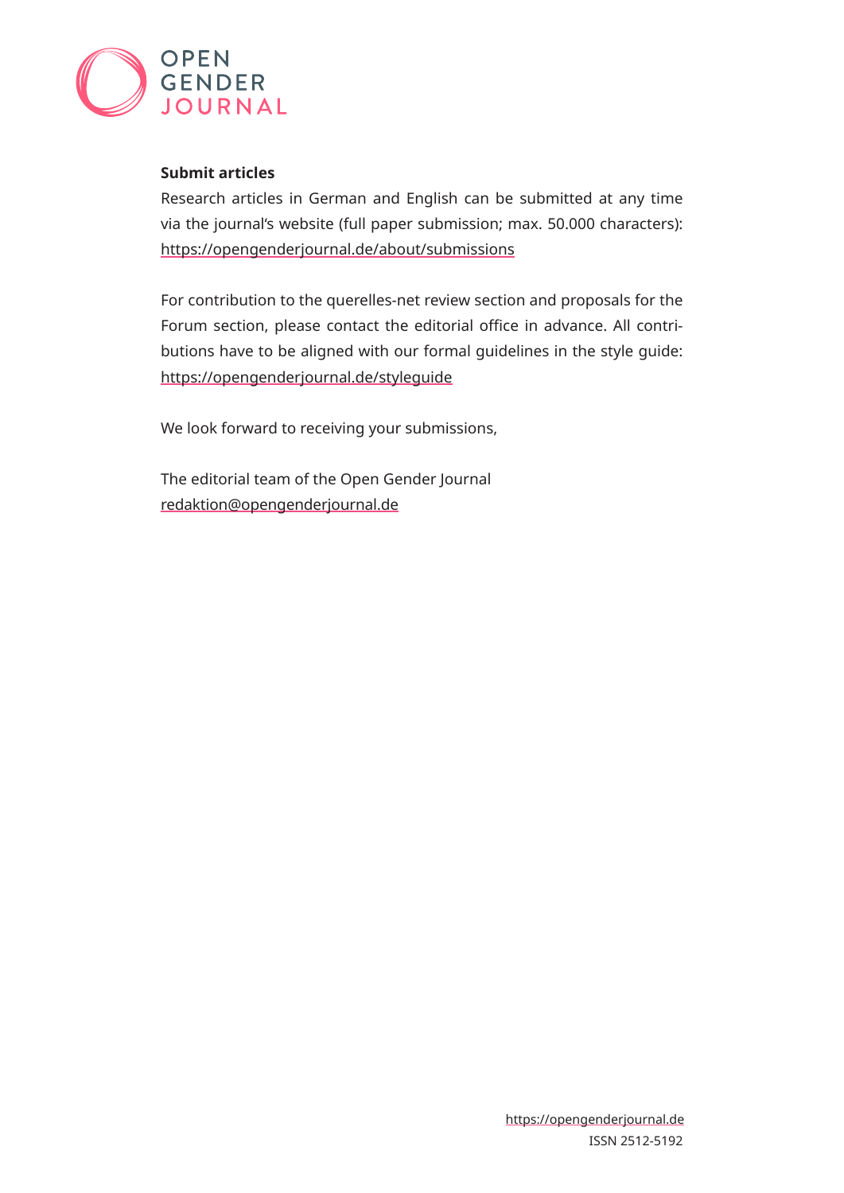**Submit articles**

Research articles in German and English can be submitted at any time via the journal's website (full paper submission; max. 50.000 characters): https://opengenderjournal.de/about/submissions

For contribution to the querelles-net review section and proposals for the Forum section, please contact the editorial office in advance. All contributions have to be aligned with our formal guidelines in the style guide: https://opengenderjournal.de/styleguide

We look forward to receiving your submissions,

The editorial team of the Open Gender Journal
redaktion@opengenderjournal.de

https://opengenderjournal.de
ISSN 2512-5192